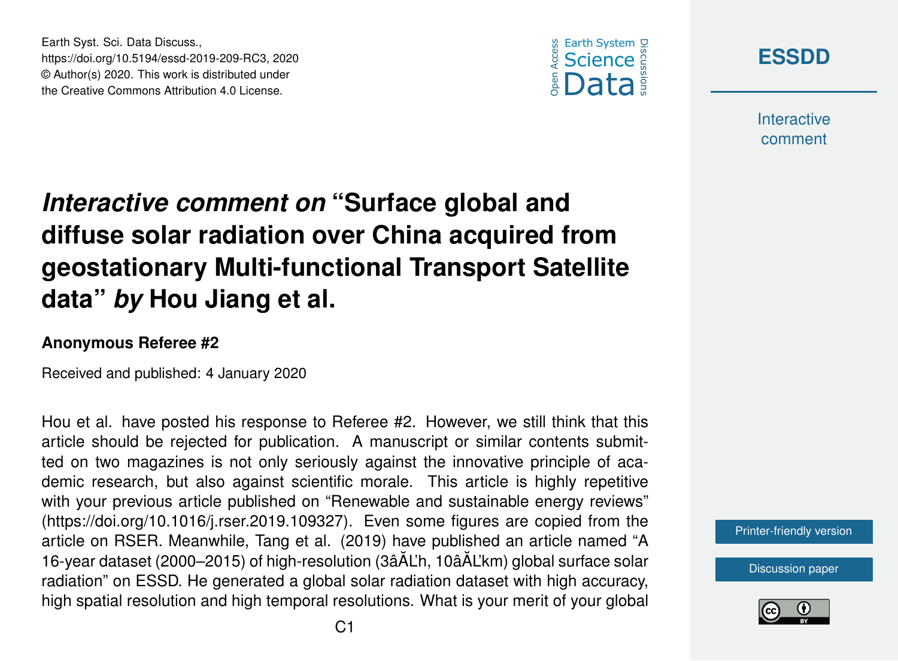# *Interactive comment on* "Surface global and diffuse solar radiation over China acquired from geostationary Multi-functional Transport Satellite data" *by* Hou Jiang et al.

**Anonymous Referee #2**

Received and published: 4 January 2020

Hou et al. have posted his response to Referee #2. However, we still think that this article should be rejected for publication. A manuscript or similar contents submitted on two magazines is not only seriously against the innovative principle of academic research, but also against scientific morale. This article is highly repetitive with your previous article published on "Renewable and sustainable energy reviews" (https://doi.org/10.1016/j.rser.2019.109327). Even some figures are copied from the article on RSER. Meanwhile, Tang et al. (2019) have published an article named "A 16-year dataset (2000–2015) of high-resolution (3âĂĽh, 10âĂĽkm) global surface solar radiation" on ESSD. He generated a global solar radiation dataset with high accuracy, high spatial resolution and high temporal resolutions. What is your merit of your global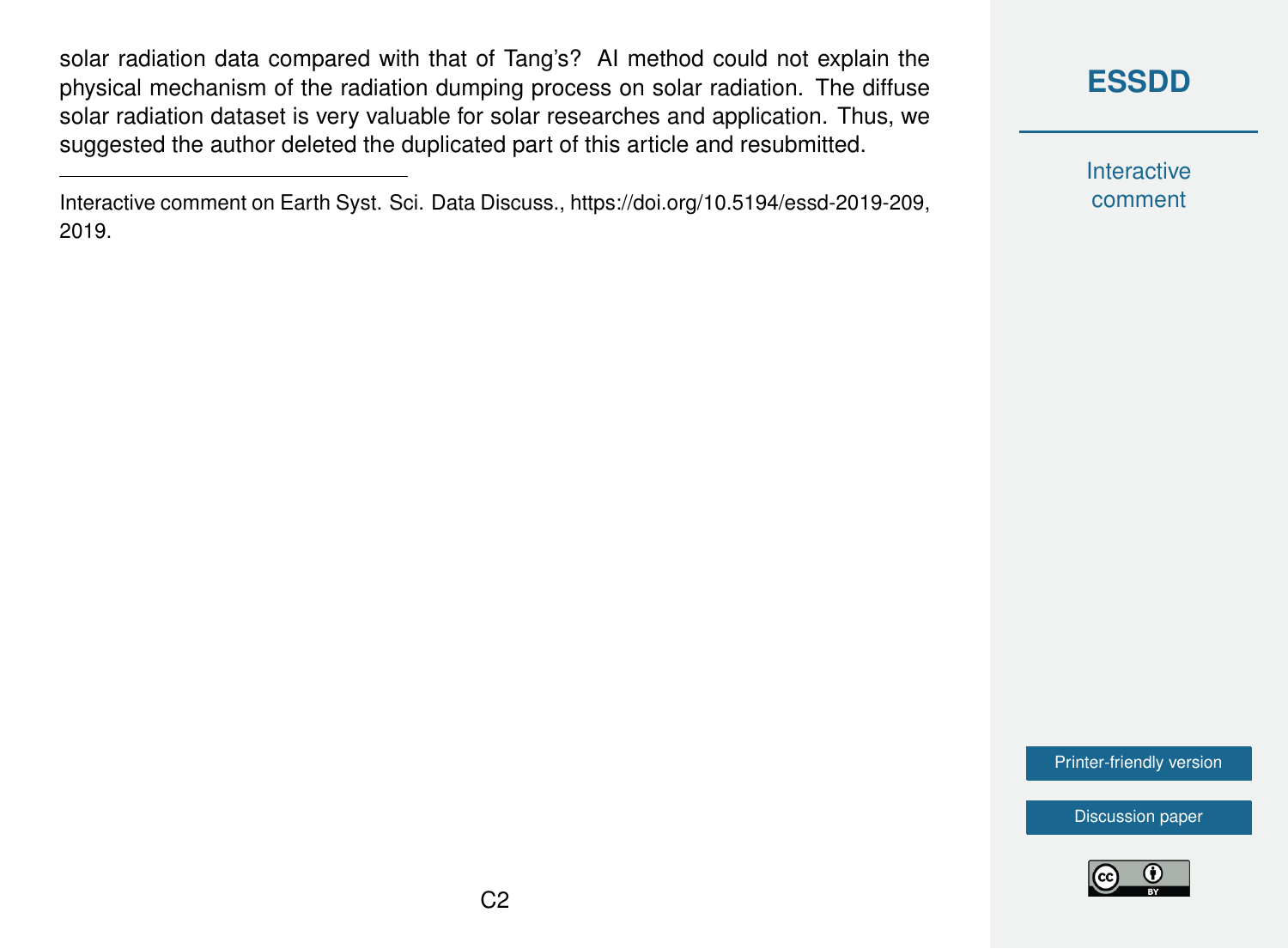solar radiation data compared with that of Tang's? AI method could not explain the physical mechanism of the radiation dumping process on solar radiation. The diffuse solar radiation dataset is very valuable for solar researches and application. Thus, we suggested the author deleted the duplicated part of this article and resubmitted.

---

Interactive comment on Earth Syst. Sci. Data Discuss., https://doi.org/10.5194/essd-2019-209, 2019.